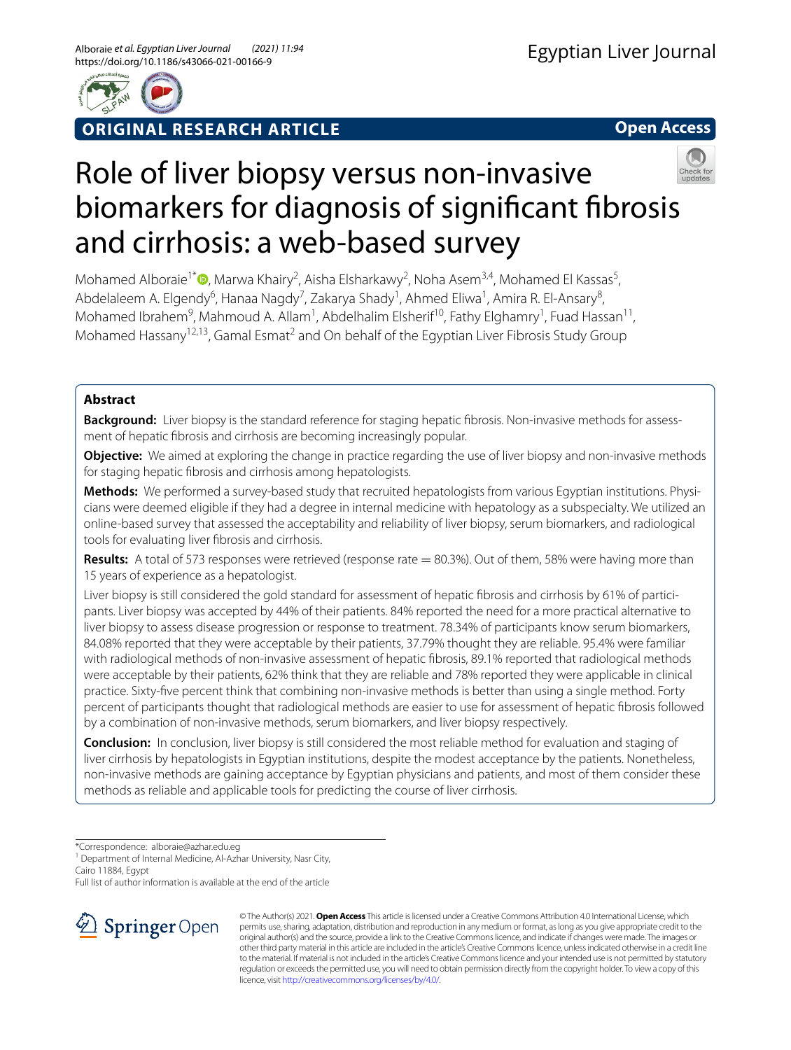ORIGINAL RESEARCH ARTICLE

Open Access

# Role of liver biopsy versus non-invasive biomarkers for diagnosis of significant fibrosis and cirrhosis: a web-based survey

Mohamed Alboraie[1*], Marwa Khairy[2], Aisha Elsharkawy[2], Noha Asem[3,4], Mohamed El Kassas[5], Abdelaleem A. Elgendy[6], Hanaa Nagdy[7], Zakarya Shady[1], Ahmed Eliwa[1], Amira R. El-Ansary[8], Mohamed Ibrahem[9], Mahmoud A. Allam[1], Abdelhalim Elsherif[10], Fathy Elghamry[1], Fuad Hassan[11], Mohamed Hassany[12,13], Gamal Esmat[2] and On behalf of the Egyptian Liver Fibrosis Study Group

## Abstract

**Background:** Liver biopsy is the standard reference for staging hepatic fibrosis. Non-invasive methods for assessment of hepatic fibrosis and cirrhosis are becoming increasingly popular.

**Objective:** We aimed at exploring the change in practice regarding the use of liver biopsy and non-invasive methods for staging hepatic fibrosis and cirrhosis among hepatologists.

**Methods:** We performed a survey-based study that recruited hepatologists from various Egyptian institutions. Physicians were deemed eligible if they had a degree in internal medicine with hepatology as a subspecialty. We utilized an online-based survey that assessed the acceptability and reliability of liver biopsy, serum biomarkers, and radiological tools for evaluating liver fibrosis and cirrhosis.

**Results:** A total of 573 responses were retrieved (response rate = 80.3%). Out of them, 58% were having more than 15 years of experience as a hepatologist.

Liver biopsy is still considered the gold standard for assessment of hepatic fibrosis and cirrhosis by 61% of participants. Liver biopsy was accepted by 44% of their patients. 84% reported the need for a more practical alternative to liver biopsy to assess disease progression or response to treatment. 78.34% of participants know serum biomarkers, 84.08% reported that they were acceptable by their patients, 37.79% thought they are reliable. 95.4% were familiar with radiological methods of non-invasive assessment of hepatic fibrosis, 89.1% reported that radiological methods were acceptable by their patients, 62% think that they are reliable and 78% reported they were applicable in clinical practice. Sixty-five percent think that combining non-invasive methods is better than using a single method. Forty percent of participants thought that radiological methods are easier to use for assessment of hepatic fibrosis followed by a combination of non-invasive methods, serum biomarkers, and liver biopsy respectively.

**Conclusion:** In conclusion, liver biopsy is still considered the most reliable method for evaluation and staging of liver cirrhosis by hepatologists in Egyptian institutions, despite the modest acceptance by the patients. Nonetheless, non-invasive methods are gaining acceptance by Egyptian physicians and patients, and most of them consider these methods as reliable and applicable tools for predicting the course of liver cirrhosis.

*Correspondence: alboraie@azhar.edu.eg
[1] Department of Internal Medicine, Al-Azhar University, Nasr City, Cairo 11884, Egypt
Full list of author information is available at the end of the article

© The Author(s) 2021. **Open Access** This article is licensed under a Creative Commons Attribution 4.0 International License, which permits use, sharing, adaptation, distribution and reproduction in any medium or format, as long as you give appropriate credit to the original author(s) and the source, provide a link to the Creative Commons licence, and indicate if changes were made. The images or other third party material in this article are included in the article's Creative Commons licence, unless indicated otherwise in a credit line to the material. If material is not included in the article's Creative Commons licence and your intended use is not permitted by statutory regulation or exceeds the permitted use, you will need to obtain permission directly from the copyright holder. To view a copy of this licence, visit http://creativecommons.org/licenses/by/4.0/.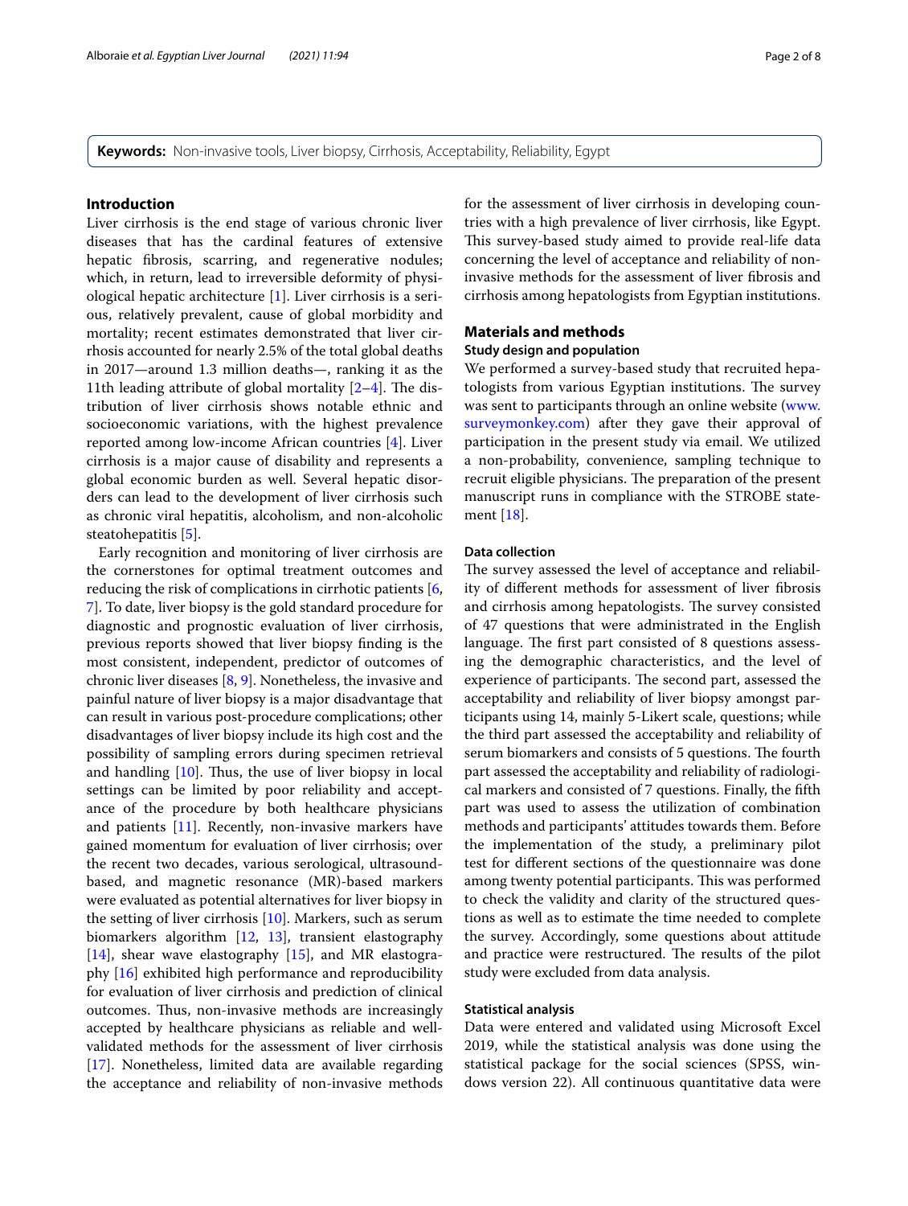**Keywords:** Non-invasive tools, Liver biopsy, Cirrhosis, Acceptability, Reliability, Egypt

## Introduction

Liver cirrhosis is the end stage of various chronic liver diseases that has the cardinal features of extensive hepatic fibrosis, scarring, and regenerative nodules; which, in return, lead to irreversible deformity of physiological hepatic architecture [1]. Liver cirrhosis is a serious, relatively prevalent, cause of global morbidity and mortality; recent estimates demonstrated that liver cirrhosis accounted for nearly 2.5% of the total global deaths in 2017—around 1.3 million deaths—, ranking it as the 11th leading attribute of global mortality [2–4]. The distribution of liver cirrhosis shows notable ethnic and socioeconomic variations, with the highest prevalence reported among low-income African countries [4]. Liver cirrhosis is a major cause of disability and represents a global economic burden as well. Several hepatic disorders can lead to the development of liver cirrhosis such as chronic viral hepatitis, alcoholism, and non-alcoholic steatohepatitis [5].

Early recognition and monitoring of liver cirrhosis are the cornerstones for optimal treatment outcomes and reducing the risk of complications in cirrhotic patients [6, 7]. To date, liver biopsy is the gold standard procedure for diagnostic and prognostic evaluation of liver cirrhosis, previous reports showed that liver biopsy finding is the most consistent, independent, predictor of outcomes of chronic liver diseases [8, 9]. Nonetheless, the invasive and painful nature of liver biopsy is a major disadvantage that can result in various post-procedure complications; other disadvantages of liver biopsy include its high cost and the possibility of sampling errors during specimen retrieval and handling [10]. Thus, the use of liver biopsy in local settings can be limited by poor reliability and acceptance of the procedure by both healthcare physicians and patients [11]. Recently, non-invasive markers have gained momentum for evaluation of liver cirrhosis; over the recent two decades, various serological, ultrasound-based, and magnetic resonance (MR)-based markers were evaluated as potential alternatives for liver biopsy in the setting of liver cirrhosis [10]. Markers, such as serum biomarkers algorithm [12, 13], transient elastography [14], shear wave elastography [15], and MR elastography [16] exhibited high performance and reproducibility for evaluation of liver cirrhosis and prediction of clinical outcomes. Thus, non-invasive methods are increasingly accepted by healthcare physicians as reliable and well-validated methods for the assessment of liver cirrhosis [17]. Nonetheless, limited data are available regarding the acceptance and reliability of non-invasive methods for the assessment of liver cirrhosis in developing countries with a high prevalence of liver cirrhosis, like Egypt. This survey-based study aimed to provide real-life data concerning the level of acceptance and reliability of non-invasive methods for the assessment of liver fibrosis and cirrhosis among hepatologists from Egyptian institutions.

## Materials and methods

### Study design and population

We performed a survey-based study that recruited hepatologists from various Egyptian institutions. The survey was sent to participants through an online website (www.surveymonkey.com) after they gave their approval of participation in the present study via email. We utilized a non-probability, convenience, sampling technique to recruit eligible physicians. The preparation of the present manuscript runs in compliance with the STROBE statement [18].

### Data collection

The survey assessed the level of acceptance and reliability of different methods for assessment of liver fibrosis and cirrhosis among hepatologists. The survey consisted of 47 questions that were administrated in the English language. The first part consisted of 8 questions assessing the demographic characteristics, and the level of experience of participants. The second part, assessed the acceptability and reliability of liver biopsy amongst participants using 14, mainly 5-Likert scale, questions; while the third part assessed the acceptability and reliability of serum biomarkers and consists of 5 questions. The fourth part assessed the acceptability and reliability of radiological markers and consisted of 7 questions. Finally, the fifth part was used to assess the utilization of combination methods and participants' attitudes towards them. Before the implementation of the study, a preliminary pilot test for different sections of the questionnaire was done among twenty potential participants. This was performed to check the validity and clarity of the structured questions as well as to estimate the time needed to complete the survey. Accordingly, some questions about attitude and practice were restructured. The results of the pilot study were excluded from data analysis.

### Statistical analysis

Data were entered and validated using Microsoft Excel 2019, while the statistical analysis was done using the statistical package for the social sciences (SPSS, windows version 22). All continuous quantitative data were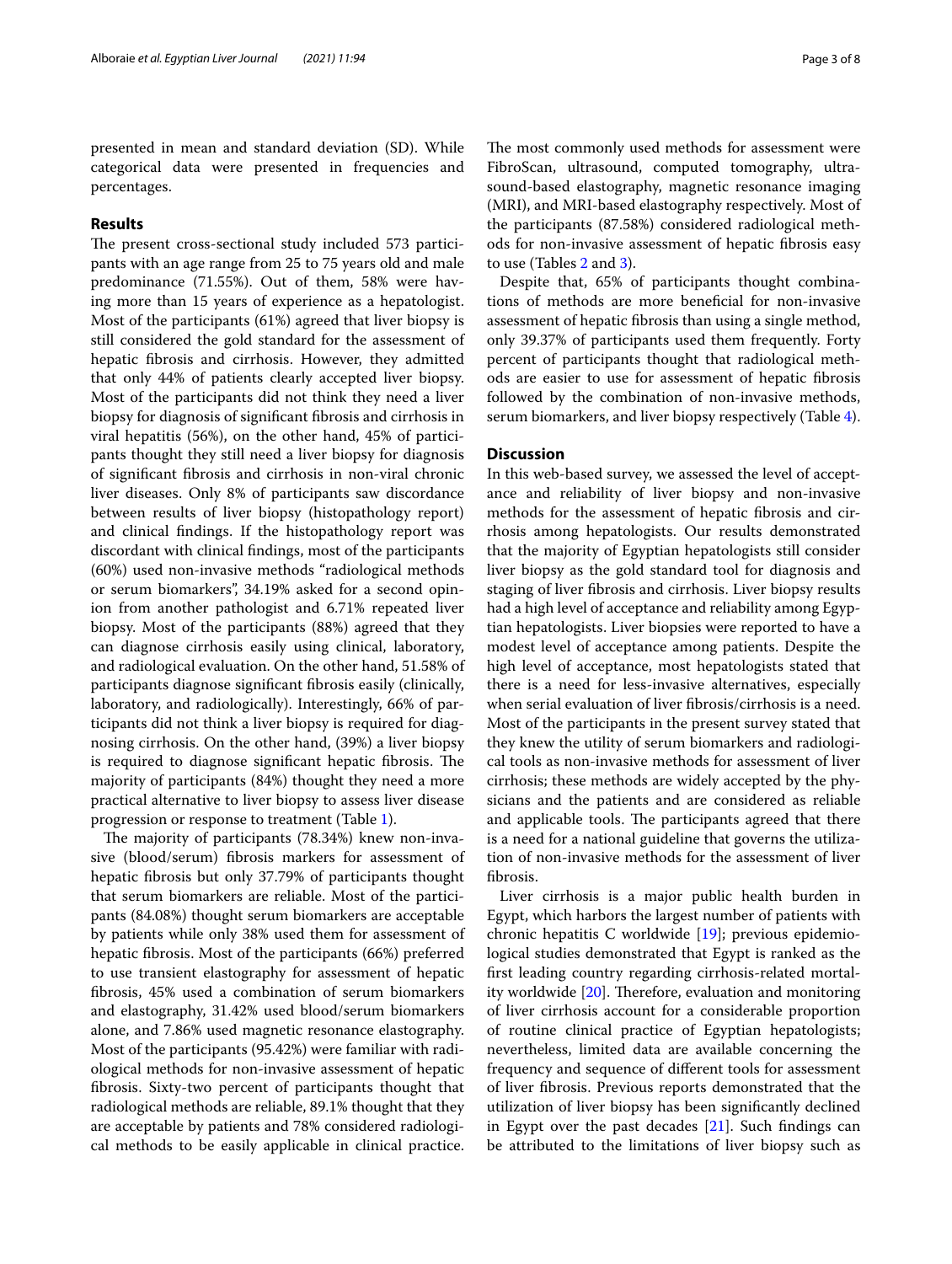presented in mean and standard deviation (SD). While categorical data were presented in frequencies and percentages.

## Results

The present cross-sectional study included 573 participants with an age range from 25 to 75 years old and male predominance (71.55%). Out of them, 58% were having more than 15 years of experience as a hepatologist. Most of the participants (61%) agreed that liver biopsy is still considered the gold standard for the assessment of hepatic fibrosis and cirrhosis. However, they admitted that only 44% of patients clearly accepted liver biopsy. Most of the participants did not think they need a liver biopsy for diagnosis of significant fibrosis and cirrhosis in viral hepatitis (56%), on the other hand, 45% of participants thought they still need a liver biopsy for diagnosis of significant fibrosis and cirrhosis in non-viral chronic liver diseases. Only 8% of participants saw discordance between results of liver biopsy (histopathology report) and clinical findings. If the histopathology report was discordant with clinical findings, most of the participants (60%) used non-invasive methods "radiological methods or serum biomarkers", 34.19% asked for a second opinion from another pathologist and 6.71% repeated liver biopsy. Most of the participants (88%) agreed that they can diagnose cirrhosis easily using clinical, laboratory, and radiological evaluation. On the other hand, 51.58% of participants diagnose significant fibrosis easily (clinically, laboratory, and radiologically). Interestingly, 66% of participants did not think a liver biopsy is required for diagnosing cirrhosis. On the other hand, (39%) a liver biopsy is required to diagnose significant hepatic fibrosis. The majority of participants (84%) thought they need a more practical alternative to liver biopsy to assess liver disease progression or response to treatment (Table 1).

The majority of participants (78.34%) knew non-invasive (blood/serum) fibrosis markers for assessment of hepatic fibrosis but only 37.79% of participants thought that serum biomarkers are reliable. Most of the participants (84.08%) thought serum biomarkers are acceptable by patients while only 38% used them for assessment of hepatic fibrosis. Most of the participants (66%) preferred to use transient elastography for assessment of hepatic fibrosis, 45% used a combination of serum biomarkers and elastography, 31.42% used blood/serum biomarkers alone, and 7.86% used magnetic resonance elastography. Most of the participants (95.42%) were familiar with radiological methods for non-invasive assessment of hepatic fibrosis. Sixty-two percent of participants thought that radiological methods are reliable, 89.1% thought that they are acceptable by patients and 78% considered radiological methods to be easily applicable in clinical practice. The most commonly used methods for assessment were FibroScan, ultrasound, computed tomography, ultrasound-based elastography, magnetic resonance imaging (MRI), and MRI-based elastography respectively. Most of the participants (87.58%) considered radiological methods for non-invasive assessment of hepatic fibrosis easy to use (Tables 2 and 3).

Despite that, 65% of participants thought combinations of methods are more beneficial for non-invasive assessment of hepatic fibrosis than using a single method, only 39.37% of participants used them frequently. Forty percent of participants thought that radiological methods are easier to use for assessment of hepatic fibrosis followed by the combination of non-invasive methods, serum biomarkers, and liver biopsy respectively (Table 4).

## Discussion

In this web-based survey, we assessed the level of acceptance and reliability of liver biopsy and non-invasive methods for the assessment of hepatic fibrosis and cirrhosis among hepatologists. Our results demonstrated that the majority of Egyptian hepatologists still consider liver biopsy as the gold standard tool for diagnosis and staging of liver fibrosis and cirrhosis. Liver biopsy results had a high level of acceptance and reliability among Egyptian hepatologists. Liver biopsies were reported to have a modest level of acceptance among patients. Despite the high level of acceptance, most hepatologists stated that there is a need for less-invasive alternatives, especially when serial evaluation of liver fibrosis/cirrhosis is a need. Most of the participants in the present survey stated that they knew the utility of serum biomarkers and radiological tools as non-invasive methods for assessment of liver cirrhosis; these methods are widely accepted by the physicians and the patients and are considered as reliable and applicable tools. The participants agreed that there is a need for a national guideline that governs the utilization of non-invasive methods for the assessment of liver fibrosis.

Liver cirrhosis is a major public health burden in Egypt, which harbors the largest number of patients with chronic hepatitis C worldwide [19]; previous epidemiological studies demonstrated that Egypt is ranked as the first leading country regarding cirrhosis-related mortality worldwide [20]. Therefore, evaluation and monitoring of liver cirrhosis account for a considerable proportion of routine clinical practice of Egyptian hepatologists; nevertheless, limited data are available concerning the frequency and sequence of different tools for assessment of liver fibrosis. Previous reports demonstrated that the utilization of liver biopsy has been significantly declined in Egypt over the past decades [21]. Such findings can be attributed to the limitations of liver biopsy such as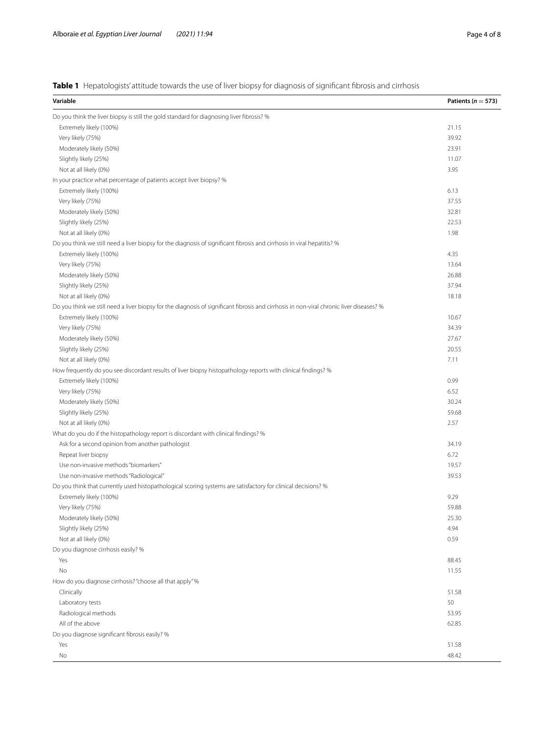**Table 1** Hepatologists' attitude towards the use of liver biopsy for diagnosis of significant fibrosis and cirrhosis

| Variable | Patients ($n = 573$) |
|---|---|
| Do you think the liver biopsy is still the gold standard for diagnosing liver fibrosis? % | |
| Extremely likely (100%) | 21.15 |
| Very likely (75%) | 39.92 |
| Moderately likely (50%) | 23.91 |
| Slightly likely (25%) | 11.07 |
| Not at all likely (0%) | 3.95 |
| In your practice what percentage of patients accept liver biopsy? % | |
| Extremely likely (100%) | 6.13 |
| Very likely (75%) | 37.55 |
| Moderately likely (50%) | 32.81 |
| Slightly likely (25%) | 22.53 |
| Not at all likely (0%) | 1.98 |
| Do you think we still need a liver biopsy for the diagnosis of significant fibrosis and cirrhosis in viral hepatitis? % | |
| Extremely likely (100%) | 4.35 |
| Very likely (75%) | 13.64 |
| Moderately likely (50%) | 26.88 |
| Slightly likely (25%) | 37.94 |
| Not at all likely (0%) | 18.18 |
| Do you think we still need a liver biopsy for the diagnosis of significant fibrosis and cirrhosis in non-viral chronic liver diseases? % | |
| Extremely likely (100%) | 10.67 |
| Very likely (75%) | 34.39 |
| Moderately likely (50%) | 27.67 |
| Slightly likely (25%) | 20.55 |
| Not at all likely (0%) | 7.11 |
| How frequently do you see discordant results of liver biopsy histopathology reports with clinical findings? % | |
| Extremely likely (100%) | 0.99 |
| Very likely (75%) | 6.52 |
| Moderately likely (50%) | 30.24 |
| Slightly likely (25%) | 59.68 |
| Not at all likely (0%) | 2.57 |
| What do you do if the histopathology report is discordant with clinical findings? % | |
| Ask for a second opinion from another pathologist | 34.19 |
| Repeat liver biopsy | 6.72 |
| Use non-invasive methods "biomarkers" | 19.57 |
| Use non-invasive methods "Radiological" | 39.53 |
| Do you think that currently used histopathological scoring systems are satisfactory for clinical decisions? % | |
| Extremely likely (100%) | 9.29 |
| Very likely (75%) | 59.88 |
| Moderately likely (50%) | 25.30 |
| Slightly likely (25%) | 4.94 |
| Not at all likely (0%) | 0.59 |
| Do you diagnose cirrhosis easily? % | |
| Yes | 88.45 |
| No | 11.55 |
| How do you diagnose cirrhosis? "choose all that apply" % | |
| Clinically | 51.58 |
| Laboratory tests | 50 |
| Radiological methods | 53.95 |
| All of the above | 62.85 |
| Do you diagnose significant fibrosis easily? % | |
| Yes | 51.58 |
| No | 48.42 |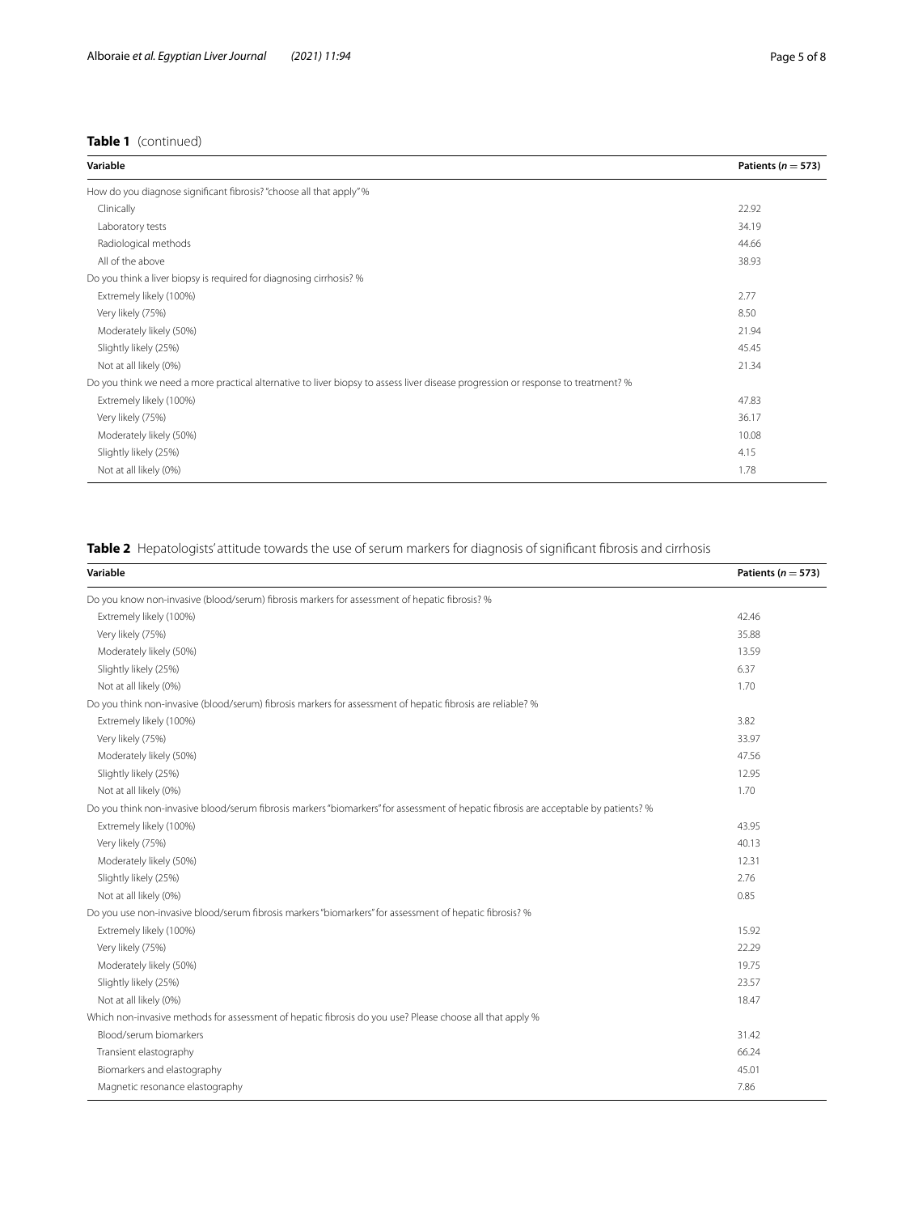**Table 1** (continued)

| Variable | Patients ($n = 573$) |
|---|---|
| How do you diagnose significant fibrosis? "choose all that apply" % | |
| Clinically | 22.92 |
| Laboratory tests | 34.19 |
| Radiological methods | 44.66 |
| All of the above | 38.93 |
| Do you think a liver biopsy is required for diagnosing cirrhosis? % | |
| Extremely likely (100%) | 2.77 |
| Very likely (75%) | 8.50 |
| Moderately likely (50%) | 21.94 |
| Slightly likely (25%) | 45.45 |
| Not at all likely (0%) | 21.34 |
| Do you think we need a more practical alternative to liver biopsy to assess liver disease progression or response to treatment? % | |
| Extremely likely (100%) | 47.83 |
| Very likely (75%) | 36.17 |
| Moderately likely (50%) | 10.08 |
| Slightly likely (25%) | 4.15 |
| Not at all likely (0%) | 1.78 |

**Table 2** Hepatologists' attitude towards the use of serum markers for diagnosis of significant fibrosis and cirrhosis

| Variable | Patients ($n = 573$) |
|---|---|
| Do you know non-invasive (blood/serum) fibrosis markers for assessment of hepatic fibrosis? % | |
| Extremely likely (100%) | 42.46 |
| Very likely (75%) | 35.88 |
| Moderately likely (50%) | 13.59 |
| Slightly likely (25%) | 6.37 |
| Not at all likely (0%) | 1.70 |
| Do you think non-invasive (blood/serum) fibrosis markers for assessment of hepatic fibrosis are reliable? % | |
| Extremely likely (100%) | 3.82 |
| Very likely (75%) | 33.97 |
| Moderately likely (50%) | 47.56 |
| Slightly likely (25%) | 12.95 |
| Not at all likely (0%) | 1.70 |
| Do you think non-invasive blood/serum fibrosis markers "biomarkers" for assessment of hepatic fibrosis are acceptable by patients? % | |
| Extremely likely (100%) | 43.95 |
| Very likely (75%) | 40.13 |
| Moderately likely (50%) | 12.31 |
| Slightly likely (25%) | 2.76 |
| Not at all likely (0%) | 0.85 |
| Do you use non-invasive blood/serum fibrosis markers "biomarkers" for assessment of hepatic fibrosis? % | |
| Extremely likely (100%) | 15.92 |
| Very likely (75%) | 22.29 |
| Moderately likely (50%) | 19.75 |
| Slightly likely (25%) | 23.57 |
| Not at all likely (0%) | 18.47 |
| Which non-invasive methods for assessment of hepatic fibrosis do you use? Please choose all that apply % | |
| Blood/serum biomarkers | 31.42 |
| Transient elastography | 66.24 |
| Biomarkers and elastography | 45.01 |
| Magnetic resonance elastography | 7.86 |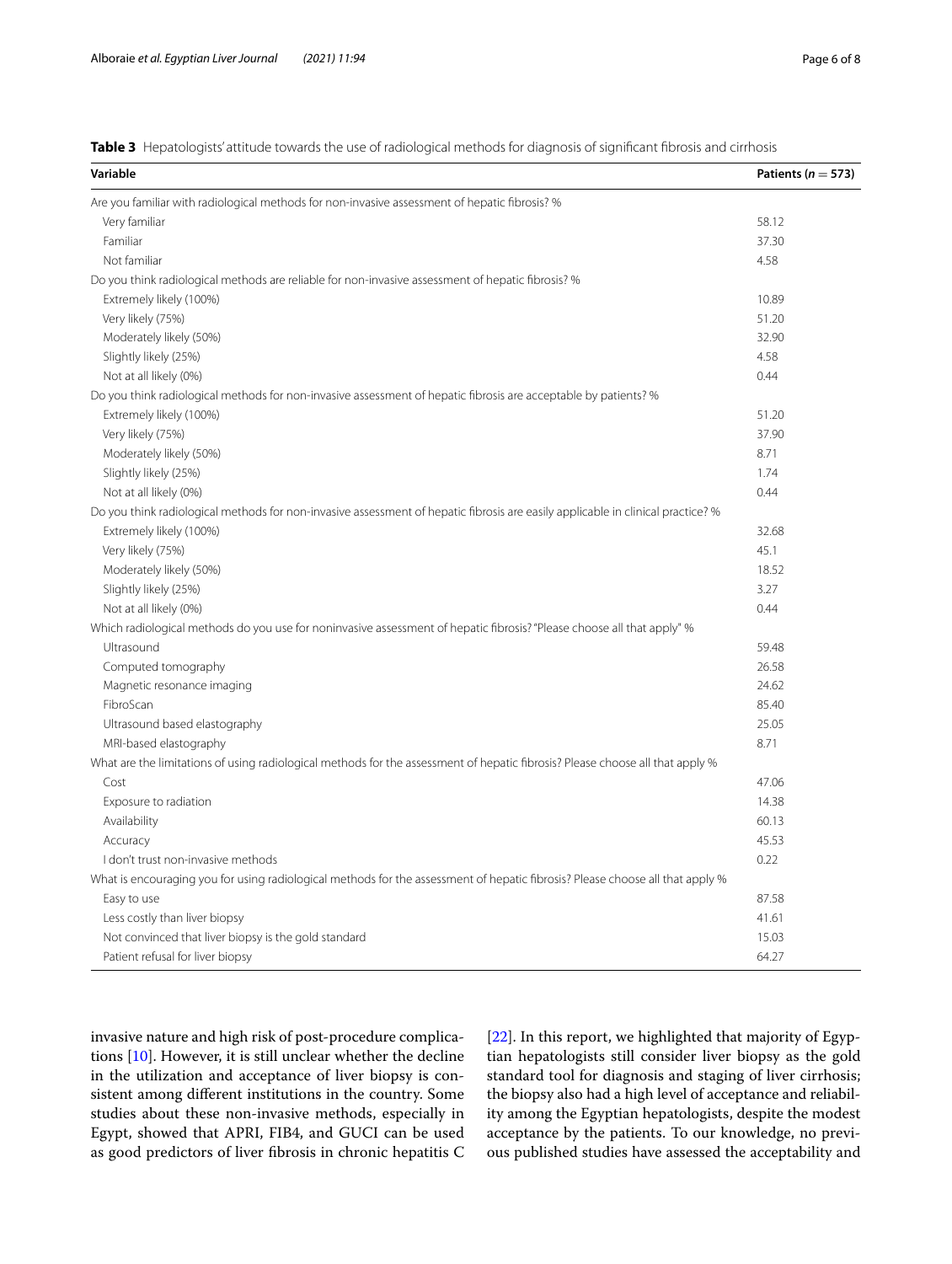**Table 3** Hepatologists' attitude towards the use of radiological methods for diagnosis of significant fibrosis and cirrhosis

| Variable | Patients ($n = 573$) |
|---|---|
| Are you familiar with radiological methods for non-invasive assessment of hepatic fibrosis? % | |
| Very familiar | 58.12 |
| Familiar | 37.30 |
| Not familiar | 4.58 |
| Do you think radiological methods are reliable for non-invasive assessment of hepatic fibrosis? % | |
| Extremely likely (100%) | 10.89 |
| Very likely (75%) | 51.20 |
| Moderately likely (50%) | 32.90 |
| Slightly likely (25%) | 4.58 |
| Not at all likely (0%) | 0.44 |
| Do you think radiological methods for non-invasive assessment of hepatic fibrosis are acceptable by patients? % | |
| Extremely likely (100%) | 51.20 |
| Very likely (75%) | 37.90 |
| Moderately likely (50%) | 8.71 |
| Slightly likely (25%) | 1.74 |
| Not at all likely (0%) | 0.44 |
| Do you think radiological methods for non-invasive assessment of hepatic fibrosis are easily applicable in clinical practice? % | |
| Extremely likely (100%) | 32.68 |
| Very likely (75%) | 45.1 |
| Moderately likely (50%) | 18.52 |
| Slightly likely (25%) | 3.27 |
| Not at all likely (0%) | 0.44 |
| Which radiological methods do you use for noninvasive assessment of hepatic fibrosis? "Please choose all that apply" % | |
| Ultrasound | 59.48 |
| Computed tomography | 26.58 |
| Magnetic resonance imaging | 24.62 |
| FibroScan | 85.40 |
| Ultrasound based elastography | 25.05 |
| MRI-based elastography | 8.71 |
| What are the limitations of using radiological methods for the assessment of hepatic fibrosis? Please choose all that apply % | |
| Cost | 47.06 |
| Exposure to radiation | 14.38 |
| Availability | 60.13 |
| Accuracy | 45.53 |
| I don't trust non-invasive methods | 0.22 |
| What is encouraging you for using radiological methods for the assessment of hepatic fibrosis? Please choose all that apply % | |
| Easy to use | 87.58 |
| Less costly than liver biopsy | 41.61 |
| Not convinced that liver biopsy is the gold standard | 15.03 |
| Patient refusal for liver biopsy | 64.27 |

invasive nature and high risk of post-procedure complications [10]. However, it is still unclear whether the decline in the utilization and acceptance of liver biopsy is consistent among different institutions in the country. Some studies about these non-invasive methods, especially in Egypt, showed that APRI, FIB4, and GUCI can be used as good predictors of liver fibrosis in chronic hepatitis C [22]. In this report, we highlighted that majority of Egyptian hepatologists still consider liver biopsy as the gold standard tool for diagnosis and staging of liver cirrhosis; the biopsy also had a high level of acceptance and reliability among the Egyptian hepatologists, despite the modest acceptance by the patients. To our knowledge, no previous published studies have assessed the acceptability and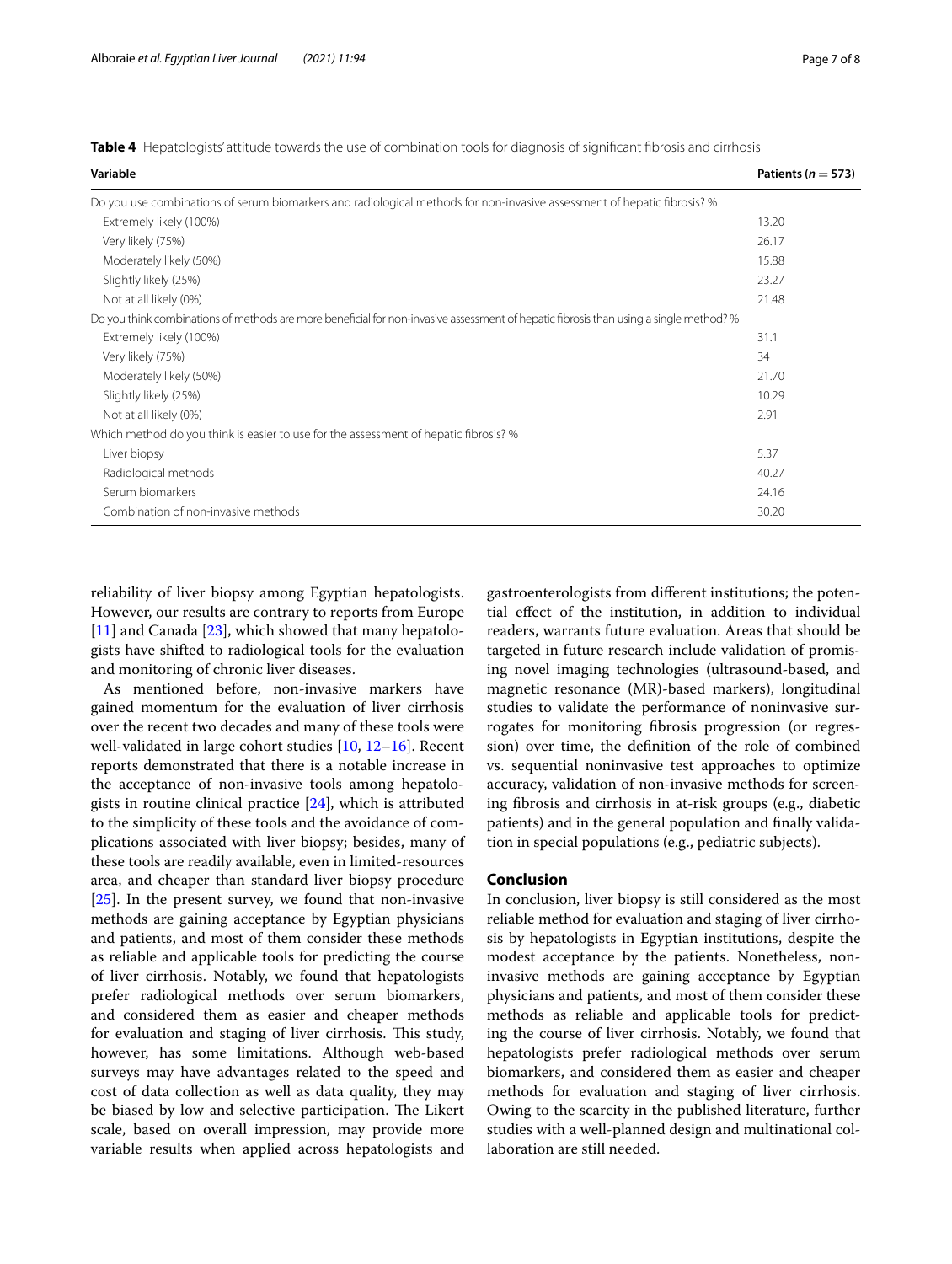**Table 4** Hepatologists' attitude towards the use of combination tools for diagnosis of significant fibrosis and cirrhosis

| Variable | Patients ($n = 573$) |
|---|---|
| Do you use combinations of serum biomarkers and radiological methods for non-invasive assessment of hepatic fibrosis? % | |
| Extremely likely (100%) | 13.20 |
| Very likely (75%) | 26.17 |
| Moderately likely (50%) | 15.88 |
| Slightly likely (25%) | 23.27 |
| Not at all likely (0%) | 21.48 |
| Do you think combinations of methods are more beneficial for non-invasive assessment of hepatic fibrosis than using a single method? % | |
| Extremely likely (100%) | 31.1 |
| Very likely (75%) | 34 |
| Moderately likely (50%) | 21.70 |
| Slightly likely (25%) | 10.29 |
| Not at all likely (0%) | 2.91 |
| Which method do you think is easier to use for the assessment of hepatic fibrosis? % | |
| Liver biopsy | 5.37 |
| Radiological methods | 40.27 |
| Serum biomarkers | 24.16 |
| Combination of non-invasive methods | 30.20 |

reliability of liver biopsy among Egyptian hepatologists. However, our results are contrary to reports from Europe [11] and Canada [23], which showed that many hepatologists have shifted to radiological tools for the evaluation and monitoring of chronic liver diseases.

As mentioned before, non-invasive markers have gained momentum for the evaluation of liver cirrhosis over the recent two decades and many of these tools were well-validated in large cohort studies [10, 12–16]. Recent reports demonstrated that there is a notable increase in the acceptance of non-invasive tools among hepatologists in routine clinical practice [24], which is attributed to the simplicity of these tools and the avoidance of complications associated with liver biopsy; besides, many of these tools are readily available, even in limited-resources area, and cheaper than standard liver biopsy procedure [25]. In the present survey, we found that non-invasive methods are gaining acceptance by Egyptian physicians and patients, and most of them consider these methods as reliable and applicable tools for predicting the course of liver cirrhosis. Notably, we found that hepatologists prefer radiological methods over serum biomarkers, and considered them as easier and cheaper methods for evaluation and staging of liver cirrhosis. This study, however, has some limitations. Although web-based surveys may have advantages related to the speed and cost of data collection as well as data quality, they may be biased by low and selective participation. The Likert scale, based on overall impression, may provide more variable results when applied across hepatologists and gastroenterologists from different institutions; the potential effect of the institution, in addition to individual readers, warrants future evaluation. Areas that should be targeted in future research include validation of promising novel imaging technologies (ultrasound-based, and magnetic resonance (MR)-based markers), longitudinal studies to validate the performance of noninvasive surrogates for monitoring fibrosis progression (or regression) over time, the definition of the role of combined vs. sequential noninvasive test approaches to optimize accuracy, validation of non-invasive methods for screening fibrosis and cirrhosis in at-risk groups (e.g., diabetic patients) and in the general population and finally validation in special populations (e.g., pediatric subjects).

## Conclusion

In conclusion, liver biopsy is still considered as the most reliable method for evaluation and staging of liver cirrhosis by hepatologists in Egyptian institutions, despite the modest acceptance by the patients. Nonetheless, non-invasive methods are gaining acceptance by Egyptian physicians and patients, and most of them consider these methods as reliable and applicable tools for predicting the course of liver cirrhosis. Notably, we found that hepatologists prefer radiological methods over serum biomarkers, and considered them as easier and cheaper methods for evaluation and staging of liver cirrhosis. Owing to the scarcity in the published literature, further studies with a well-planned design and multinational collaboration are still needed.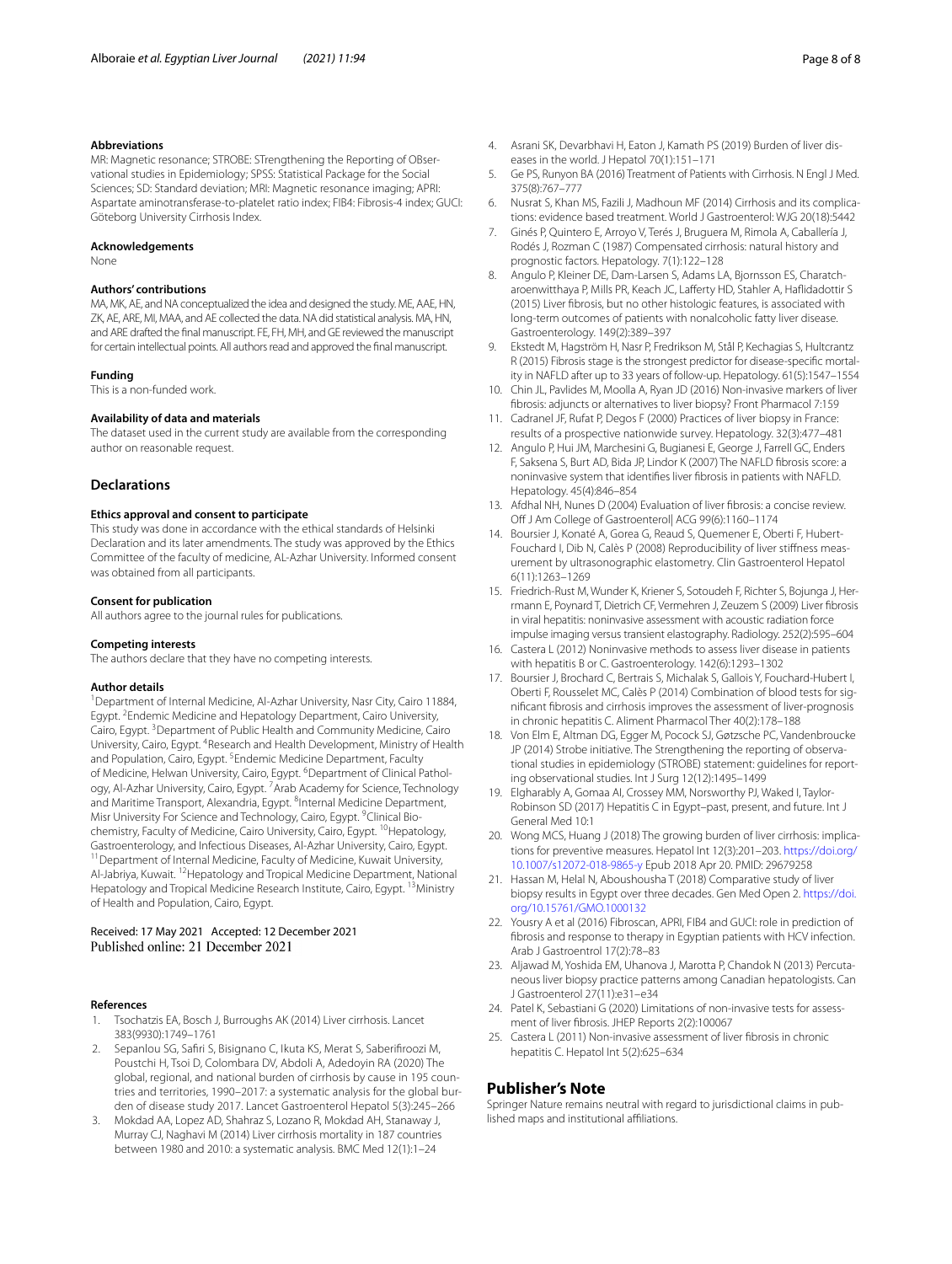#### Abbreviations

MR: Magnetic resonance; STROBE: STrengthening the Reporting of OBservational studies in Epidemiology; SPSS: Statistical Package for the Social Sciences; SD: Standard deviation; MRI: Magnetic resonance imaging; APRI: Aspartate aminotransferase-to-platelet ratio index; FIB4: Fibrosis-4 index; GUCI: Göteborg University Cirrhosis Index.

#### Acknowledgements

None

#### Authors' contributions

MA, MK, AE, and NA conceptualized the idea and designed the study. ME, AAE, HN, ZK, AE, ARE, MI, MAA, and AE collected the data. NA did statistical analysis. MA, HN, and ARE drafted the final manuscript. FE, FH, MH, and GE reviewed the manuscript for certain intellectual points. All authors read and approved the final manuscript.

#### Funding

This is a non-funded work.

#### Availability of data and materials

The dataset used in the current study are available from the corresponding author on reasonable request.

## Declarations

#### Ethics approval and consent to participate

This study was done in accordance with the ethical standards of Helsinki Declaration and its later amendments. The study was approved by the Ethics Committee of the faculty of medicine, AL-Azhar University. Informed consent was obtained from all participants.

#### Consent for publication

All authors agree to the journal rules for publications.

#### Competing interests

The authors declare that they have no competing interests.

#### Author details

[1]Department of Internal Medicine, Al-Azhar University, Nasr City, Cairo 11884, Egypt. [2]Endemic Medicine and Hepatology Department, Cairo University, Cairo, Egypt. [3]Department of Public Health and Community Medicine, Cairo University, Cairo, Egypt. [4]Research and Health Development, Ministry of Health and Population, Cairo, Egypt. [5]Endemic Medicine Department, Faculty of Medicine, Helwan University, Cairo, Egypt. [6]Department of Clinical Pathology, Al-Azhar University, Cairo, Egypt. [7]Arab Academy for Science, Technology and Maritime Transport, Alexandria, Egypt. [8]Internal Medicine Department, Misr University For Science and Technology, Cairo, Egypt. [9]Clinical Biochemistry, Faculty of Medicine, Cairo University, Cairo, Egypt. [10]Hepatology, Gastroenterology, and Infectious Diseases, Al-Azhar University, Cairo, Egypt. [11]Department of Internal Medicine, Faculty of Medicine, Kuwait University, Al-Jabriya, Kuwait. [12]Hepatology and Tropical Medicine Department, National Hepatology and Tropical Medicine Research Institute, Cairo, Egypt. [13]Ministry of Health and Population, Cairo, Egypt.

Received: 17 May 2021 Accepted: 12 December 2021
Published online: 21 December 2021

#### References

1. Tsochatzis EA, Bosch J, Burroughs AK (2014) Liver cirrhosis. Lancet 383(9930):1749–1761
2. Sepanlou SG, Safiri S, Bisignano C, Ikuta KS, Merat S, Saberifiroozi M, Poustchi H, Tsoi D, Colombara DV, Abdoli A, Adedoyin RA (2020) The global, regional, and national burden of cirrhosis by cause in 195 countries and territories, 1990–2017: a systematic analysis for the global burden of disease study 2017. Lancet Gastroenterol Hepatol 5(3):245–266
3. Mokdad AA, Lopez AD, Shahraz S, Lozano R, Mokdad AH, Stanaway J, Murray CJ, Naghavi M (2014) Liver cirrhosis mortality in 187 countries between 1980 and 2010: a systematic analysis. BMC Med 12(1):1–24
4. Asrani SK, Devarbhavi H, Eaton J, Kamath PS (2019) Burden of liver diseases in the world. J Hepatol 70(1):151–171
5. Ge PS, Runyon BA (2016) Treatment of Patients with Cirrhosis. N Engl J Med. 375(8):767–777
6. Nusrat S, Khan MS, Fazili J, Madhoun MF (2014) Cirrhosis and its complications: evidence based treatment. World J Gastroenterol: WJG 20(18):5442
7. Ginés P, Quintero E, Arroyo V, Terés J, Bruguera M, Rimola A, Caballería J, Rodés J, Rozman C (1987) Compensated cirrhosis: natural history and prognostic factors. Hepatology. 7(1):122–128
8. Angulo P, Kleiner DE, Dam-Larsen S, Adams LA, Bjornsson ES, Charatcharoenwitthaya P, Mills PR, Keach JC, Lafferty HD, Stahler A, Haflidadottir S (2015) Liver fibrosis, but no other histologic features, is associated with long-term outcomes of patients with nonalcoholic fatty liver disease. Gastroenterology. 149(2):389–397
9. Ekstedt M, Hagström H, Nasr P, Fredrikson M, Stål P, Kechagias S, Hultcrantz R (2015) Fibrosis stage is the strongest predictor for disease-specific mortality in NAFLD after up to 33 years of follow-up. Hepatology. 61(5):1547–1554
10. Chin JL, Pavlides M, Moolla A, Ryan JD (2016) Non-invasive markers of liver fibrosis: adjuncts or alternatives to liver biopsy? Front Pharmacol 7:159
11. Cadranel JF, Rufat P, Degos F (2000) Practices of liver biopsy in France: results of a prospective nationwide survey. Hepatology. 32(3):477–481
12. Angulo P, Hui JM, Marchesini G, Bugianesi E, George J, Farrell GC, Enders F, Saksena S, Burt AD, Bida JP, Lindor K (2007) The NAFLD fibrosis score: a noninvasive system that identifies liver fibrosis in patients with NAFLD. Hepatology. 45(4):846–854
13. Afdhal NH, Nunes D (2004) Evaluation of liver fibrosis: a concise review. Off J Am College of Gastroenterol| ACG 99(6):1160–1174
14. Boursier J, Konaté A, Gorea G, Reaud S, Quemener E, Oberti F, Hubert-Fouchard I, Dib N, Calès P (2008) Reproducibility of liver stiffness measurement by ultrasonographic elastometry. Clin Gastroenterol Hepatol 6(11):1263–1269
15. Friedrich-Rust M, Wunder K, Kriener S, Sotoudeh F, Richter S, Bojunga J, Herrmann E, Poynard T, Dietrich CF, Vermehren J, Zeuzem S (2009) Liver fibrosis in viral hepatitis: noninvasive assessment with acoustic radiation force impulse imaging versus transient elastography. Radiology. 252(2):595–604
16. Castera L (2012) Noninvasive methods to assess liver disease in patients with hepatitis B or C. Gastroenterology. 142(6):1293–1302
17. Boursier J, Brochard C, Bertrais S, Michalak S, Gallois Y, Fouchard-Hubert I, Oberti F, Rousselet MC, Calès P (2014) Combination of blood tests for significant fibrosis and cirrhosis improves the assessment of liver-prognosis in chronic hepatitis C. Aliment Pharmacol Ther 40(2):178–188
18. Von Elm E, Altman DG, Egger M, Pocock SJ, Gøtzsche PC, Vandenbroucke JP (2014) Strobe initiative. The Strengthening the reporting of observational studies in epidemiology (STROBE) statement: guidelines for reporting observational studies. Int J Surg 12(12):1495–1499
19. Elgharably A, Gomaa AI, Crossey MM, Norsworthy PJ, Waked I, Taylor-Robinson SD (2017) Hepatitis C in Egypt–past, present, and future. Int J General Med 10:1
20. Wong MCS, Huang J (2018) The growing burden of liver cirrhosis: implications for preventive measures. Hepatol Int 12(3):201–203. https://doi.org/10.1007/s12072-018-9865-y Epub 2018 Apr 20. PMID: 29679258
21. Hassan M, Helal N, Aboushousha T (2018) Comparative study of liver biopsy results in Egypt over three decades. Gen Med Open 2. https://doi.org/10.15761/GMO.1000132
22. Yousry A et al (2016) Fibroscan, APRI, FIB4 and GUCI: role in prediction of fibrosis and response to therapy in Egyptian patients with HCV infection. Arab J Gastroentrol 17(2):78–83
23. Aljawad M, Yoshida EM, Uhanova J, Marotta P, Chandok N (2013) Percutaneous liver biopsy practice patterns among Canadian hepatologists. Can J Gastroenterol 27(11):e31–e34
24. Patel K, Sebastiani G (2020) Limitations of non-invasive tests for assessment of liver fibrosis. JHEP Reports 2(2):100067
25. Castera L (2011) Non-invasive assessment of liver fibrosis in chronic hepatitis C. Hepatol Int 5(2):625–634

## Publisher's Note

Springer Nature remains neutral with regard to jurisdictional claims in published maps and institutional affiliations.